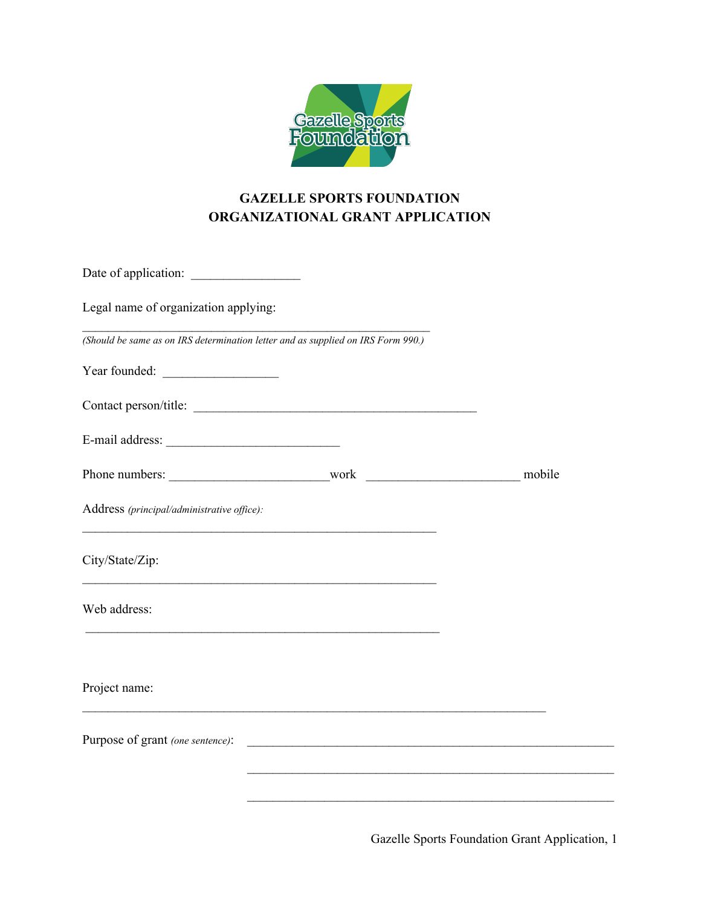# GAZELLE SPORTS FOUNDATION
# ORGANIZATIONAL GRANT APPLICATION

Date of application: ________________

Legal name of organization applying:

_____________________________________________________
*(Should be same as on IRS determination letter and as supplied on IRS Form 990.)*

Year founded: _________________

Contact person/title: ___________________________________________

E-mail address: __________________________

Phone numbers: ________________________work ______________________ mobile

Address *(principal/administrative office):*

_____________________________________________________

City/State/Zip:

_____________________________________________________

Web address:

_____________________________________________________

Project name:

______________________________________________________________________

Purpose of grant *(one sentence)*: _______________________________________________________

_______________________________________________________

_______________________________________________________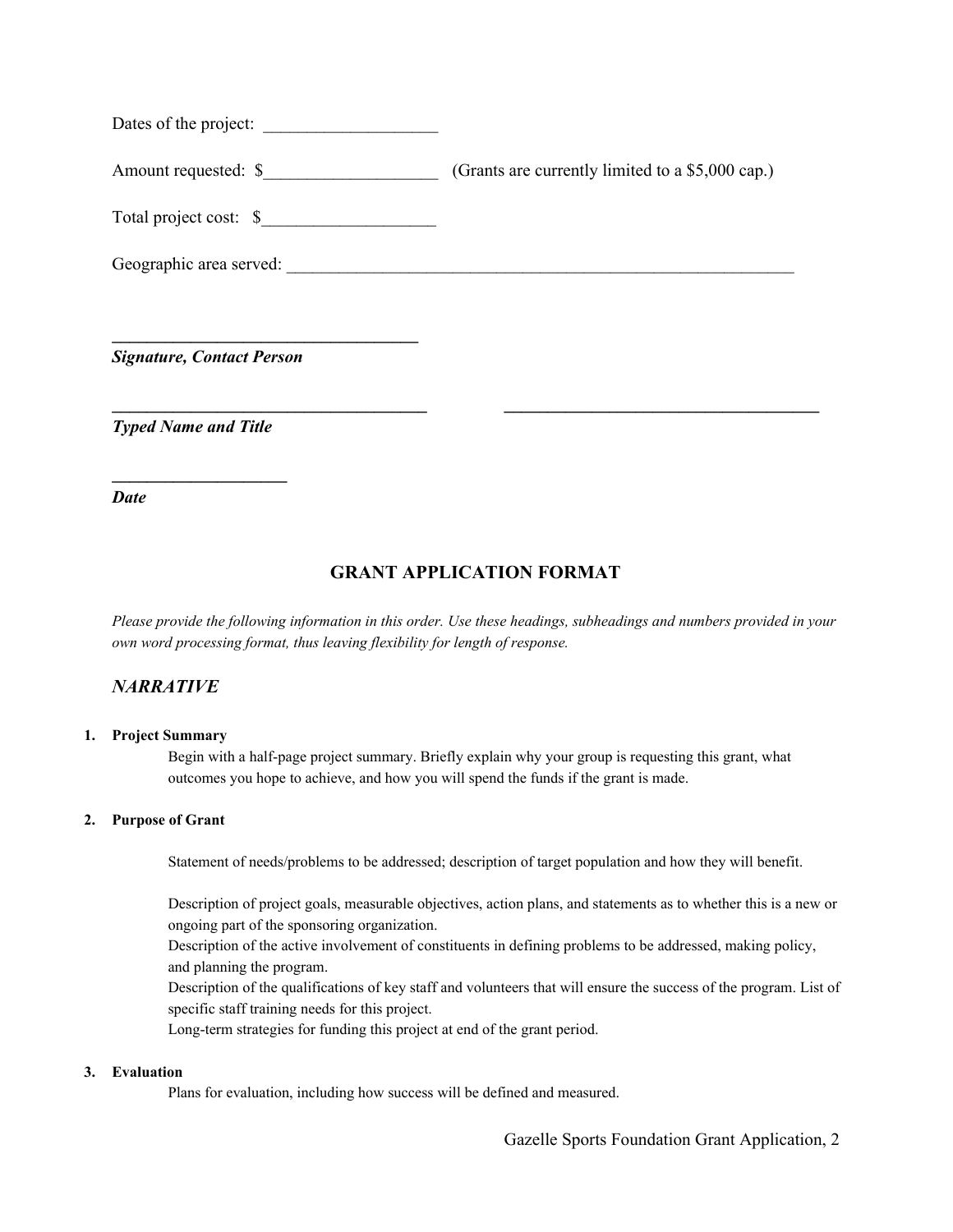Dates of the project: ____________________

Amount requested: $____________________ (Grants are currently limited to a $5,000 cap.)

Total project cost: $____________________

Geographic area served: ____________________________________________________________

___________________________________

***Signature, Contact Person***

____________________________________ ____________________________________

***Typed Name and Title***

____________________

***Date***

## GRANT APPLICATION FORMAT

*Please provide the following information in this order. Use these headings, subheadings and numbers provided in your own word processing format, thus leaving flexibility for length of response.*

### *NARRATIVE*

1. **Project Summary**

   Begin with a half-page project summary. Briefly explain why your group is requesting this grant, what outcomes you hope to achieve, and how you will spend the funds if the grant is made.

2. **Purpose of Grant**

   Statement of needs/problems to be addressed; description of target population and how they will benefit.

   Description of project goals, measurable objectives, action plans, and statements as to whether this is a new or ongoing part of the sponsoring organization.
   Description of the active involvement of constituents in defining problems to be addressed, making policy, and planning the program.
   Description of the qualifications of key staff and volunteers that will ensure the success of the program. List of specific staff training needs for this project.
   Long-term strategies for funding this project at end of the grant period.

3. **Evaluation**

   Plans for evaluation, including how success will be defined and measured.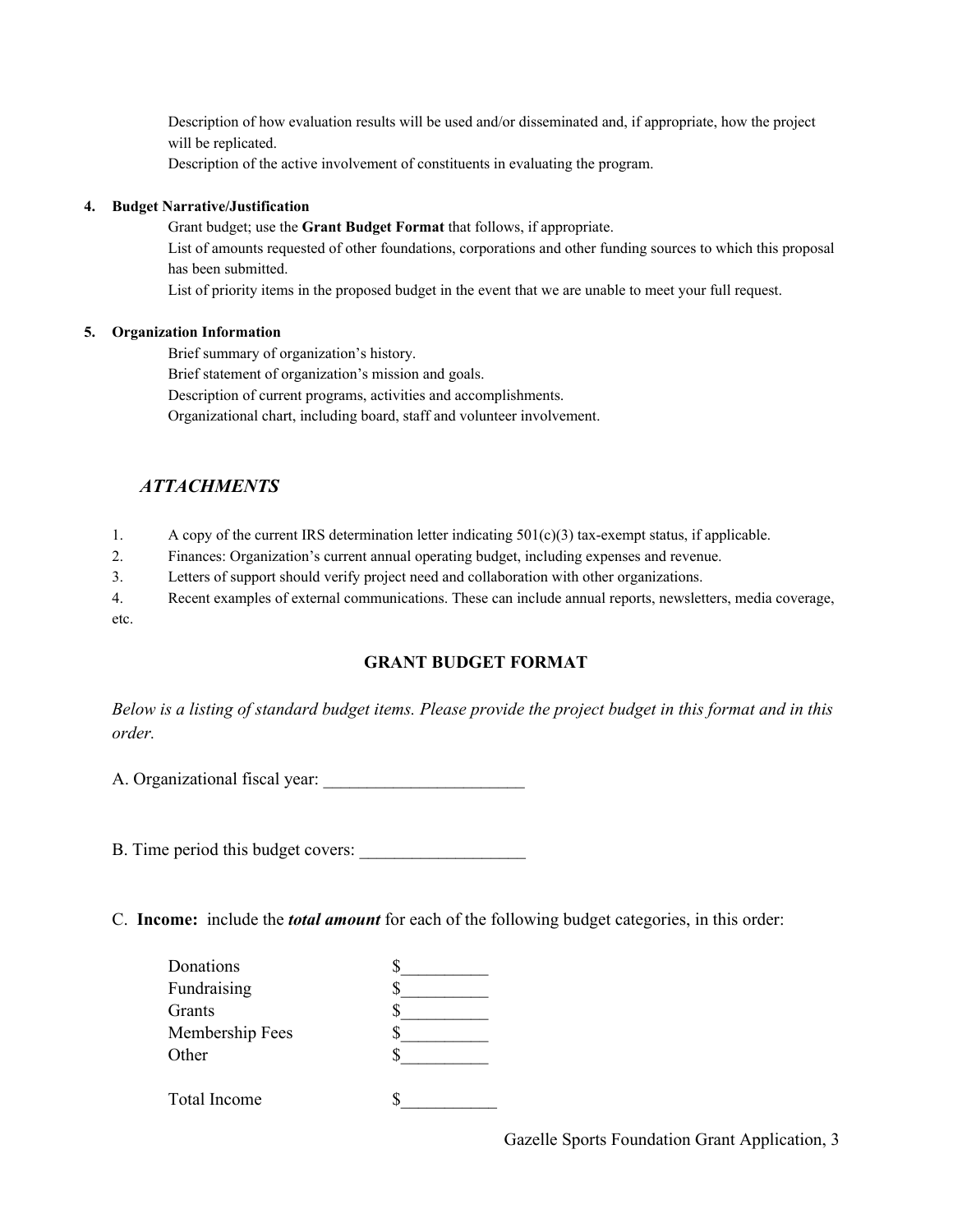Description of how evaluation results will be used and/or disseminated and, if appropriate, how the project will be replicated.

Description of the active involvement of constituents in evaluating the program.

**4. Budget Narrative/Justification**

Grant budget; use the **Grant Budget Format** that follows, if appropriate.

List of amounts requested of other foundations, corporations and other funding sources to which this proposal has been submitted.

List of priority items in the proposed budget in the event that we are unable to meet your full request.

**5. Organization Information**

Brief summary of organization's history.

Brief statement of organization's mission and goals.

Description of current programs, activities and accomplishments.

Organizational chart, including board, staff and volunteer involvement.

## *ATTACHMENTS*

1. A copy of the current IRS determination letter indicating 501(c)(3) tax-exempt status, if applicable.
2. Finances: Organization's current annual operating budget, including expenses and revenue.
3. Letters of support should verify project need and collaboration with other organizations.
4. Recent examples of external communications. These can include annual reports, newsletters, media coverage, etc.

## GRANT BUDGET FORMAT

*Below is a listing of standard budget items. Please provide the project budget in this format and in this order.*

A. Organizational fiscal year: _______________________

B. Time period this budget covers: ___________________

C. **Income:** include the ***total amount*** for each of the following budget categories, in this order:

| | |
|---|---|
| Donations | $__________ |
| Fundraising | $__________ |
| Grants | $__________ |
| Membership Fees | $__________ |
| Other | $__________ |
| Total Income | $___________ |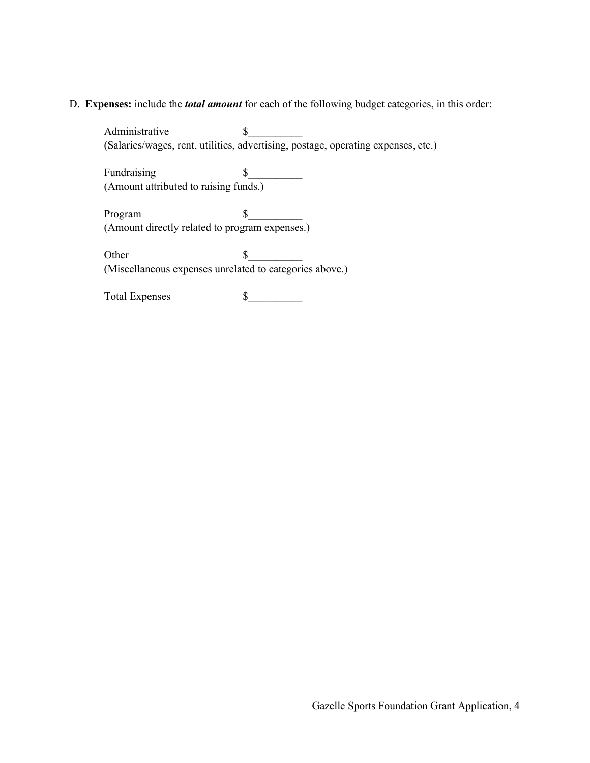D. **Expenses:** include the ***total amount*** for each of the following budget categories, in this order:

Administrative $__________
(Salaries/wages, rent, utilities, advertising, postage, operating expenses, etc.)

Fundraising $__________
(Amount attributed to raising funds.)

Program $__________
(Amount directly related to program expenses.)

Other $__________
(Miscellaneous expenses unrelated to categories above.)

Total Expenses $__________